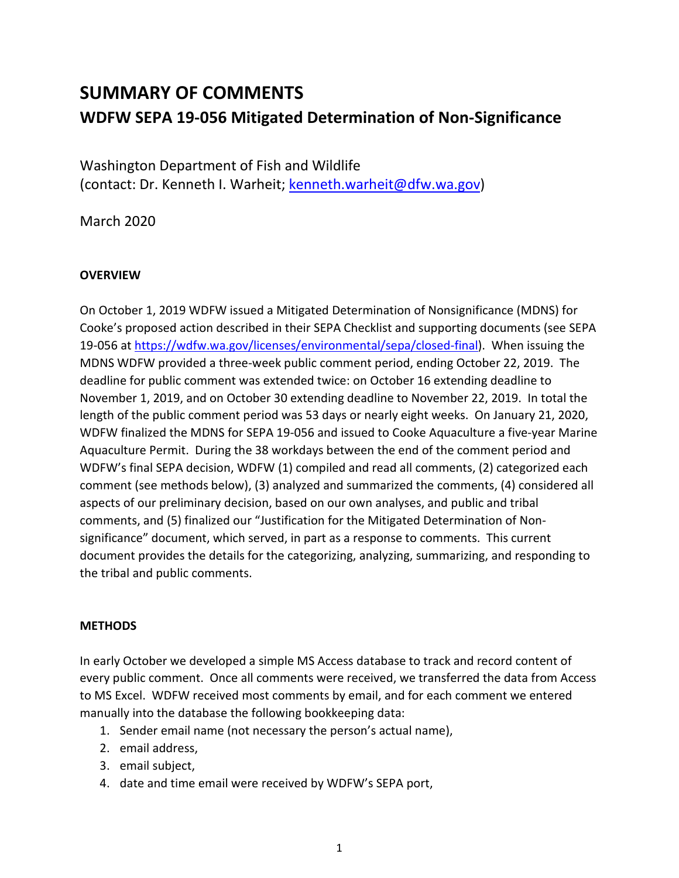# SUMMARY OF COMMENTS

## WDFW SEPA 19-056 Mitigated Determination of Non-Significance

Washington Department of Fish and Wildlife
(contact: Dr. Kenneth I. Warheit; kenneth.warheit@dfw.wa.gov)

March 2020

### OVERVIEW

On October 1, 2019 WDFW issued a Mitigated Determination of Nonsignificance (MDNS) for Cooke's proposed action described in their SEPA Checklist and supporting documents (see SEPA 19-056 at https://wdfw.wa.gov/licenses/environmental/sepa/closed-final). When issuing the MDNS WDFW provided a three-week public comment period, ending October 22, 2019. The deadline for public comment was extended twice: on October 16 extending deadline to November 1, 2019, and on October 30 extending deadline to November 22, 2019. In total the length of the public comment period was 53 days or nearly eight weeks. On January 21, 2020, WDFW finalized the MDNS for SEPA 19-056 and issued to Cooke Aquaculture a five-year Marine Aquaculture Permit. During the 38 workdays between the end of the comment period and WDFW's final SEPA decision, WDFW (1) compiled and read all comments, (2) categorized each comment (see methods below), (3) analyzed and summarized the comments, (4) considered all aspects of our preliminary decision, based on our own analyses, and public and tribal comments, and (5) finalized our "Justification for the Mitigated Determination of Non-significance" document, which served, in part as a response to comments. This current document provides the details for the categorizing, analyzing, summarizing, and responding to the tribal and public comments.

### METHODS

In early October we developed a simple MS Access database to track and record content of every public comment. Once all comments were received, we transferred the data from Access to MS Excel. WDFW received most comments by email, and for each comment we entered manually into the database the following bookkeeping data:

1. Sender email name (not necessary the person's actual name),
2. email address,
3. email subject,
4. date and time email were received by WDFW's SEPA port,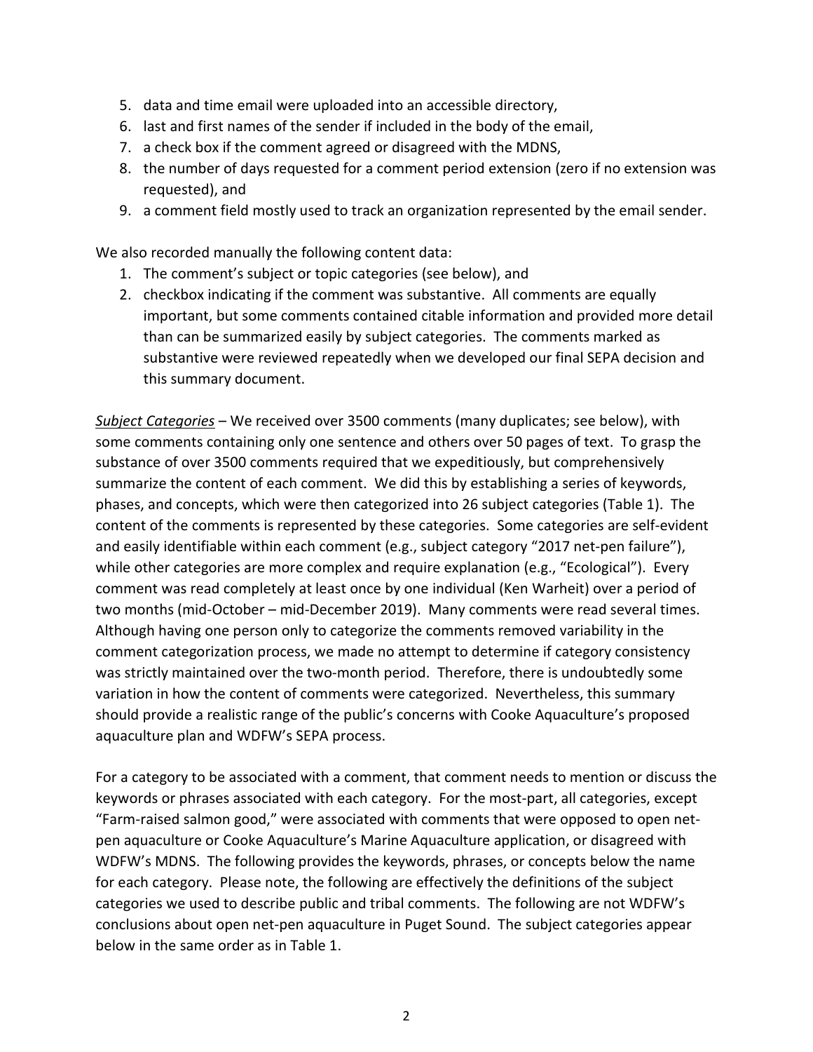5. data and time email were uploaded into an accessible directory,
6. last and first names of the sender if included in the body of the email,
7. a check box if the comment agreed or disagreed with the MDNS,
8. the number of days requested for a comment period extension (zero if no extension was requested), and
9. a comment field mostly used to track an organization represented by the email sender.

We also recorded manually the following content data:

1. The comment's subject or topic categories (see below), and
2. checkbox indicating if the comment was substantive. All comments are equally important, but some comments contained citable information and provided more detail than can be summarized easily by subject categories. The comments marked as substantive were reviewed repeatedly when we developed our final SEPA decision and this summary document.

*Subject Categories* – We received over 3500 comments (many duplicates; see below), with some comments containing only one sentence and others over 50 pages of text. To grasp the substance of over 3500 comments required that we expeditiously, but comprehensively summarize the content of each comment. We did this by establishing a series of keywords, phases, and concepts, which were then categorized into 26 subject categories (Table 1). The content of the comments is represented by these categories. Some categories are self-evident and easily identifiable within each comment (e.g., subject category "2017 net-pen failure"), while other categories are more complex and require explanation (e.g., "Ecological"). Every comment was read completely at least once by one individual (Ken Warheit) over a period of two months (mid-October – mid-December 2019). Many comments were read several times. Although having one person only to categorize the comments removed variability in the comment categorization process, we made no attempt to determine if category consistency was strictly maintained over the two-month period. Therefore, there is undoubtedly some variation in how the content of comments were categorized. Nevertheless, this summary should provide a realistic range of the public's concerns with Cooke Aquaculture's proposed aquaculture plan and WDFW's SEPA process.

For a category to be associated with a comment, that comment needs to mention or discuss the keywords or phrases associated with each category. For the most-part, all categories, except "Farm-raised salmon good," were associated with comments that were opposed to open net-pen aquaculture or Cooke Aquaculture's Marine Aquaculture application, or disagreed with WDFW's MDNS. The following provides the keywords, phrases, or concepts below the name for each category. Please note, the following are effectively the definitions of the subject categories we used to describe public and tribal comments. The following are not WDFW's conclusions about open net-pen aquaculture in Puget Sound. The subject categories appear below in the same order as in Table 1.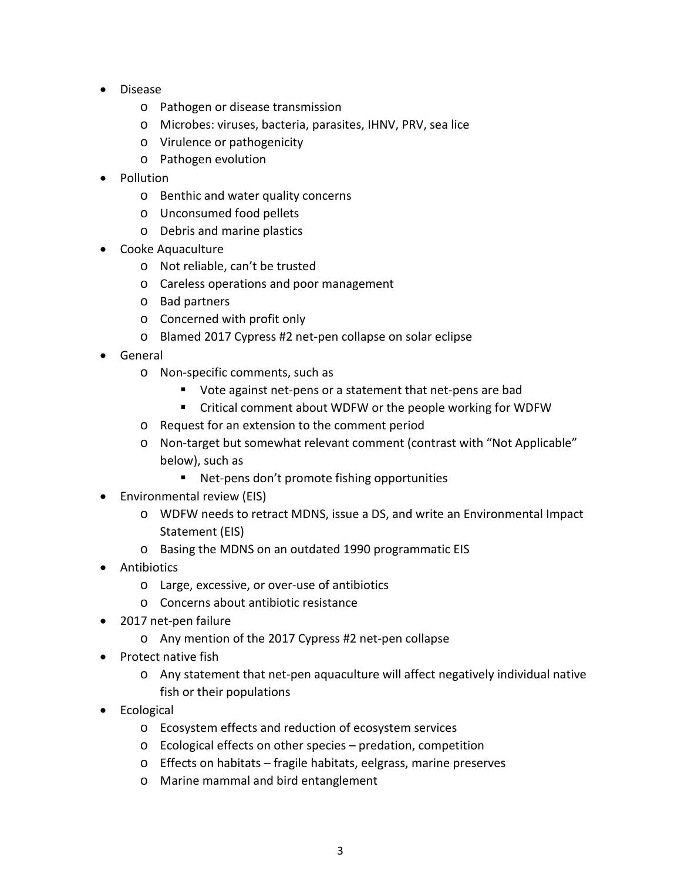- Disease
  - Pathogen or disease transmission
  - Microbes: viruses, bacteria, parasites, IHNV, PRV, sea lice
  - Virulence or pathogenicity
  - Pathogen evolution
- Pollution
  - Benthic and water quality concerns
  - Unconsumed food pellets
  - Debris and marine plastics
- Cooke Aquaculture
  - Not reliable, can't be trusted
  - Careless operations and poor management
  - Bad partners
  - Concerned with profit only
  - Blamed 2017 Cypress #2 net-pen collapse on solar eclipse
- General
  - Non-specific comments, such as
    - Vote against net-pens or a statement that net-pens are bad
    - Critical comment about WDFW or the people working for WDFW
  - Request for an extension to the comment period
  - Non-target but somewhat relevant comment (contrast with "Not Applicable" below), such as
    - Net-pens don't promote fishing opportunities
- Environmental review (EIS)
  - WDFW needs to retract MDNS, issue a DS, and write an Environmental Impact Statement (EIS)
  - Basing the MDNS on an outdated 1990 programmatic EIS
- Antibiotics
  - Large, excessive, or over-use of antibiotics
  - Concerns about antibiotic resistance
- 2017 net-pen failure
  - Any mention of the 2017 Cypress #2 net-pen collapse
- Protect native fish
  - Any statement that net-pen aquaculture will affect negatively individual native fish or their populations
- Ecological
  - Ecosystem effects and reduction of ecosystem services
  - Ecological effects on other species – predation, competition
  - Effects on habitats – fragile habitats, eelgrass, marine preserves
  - Marine mammal and bird entanglement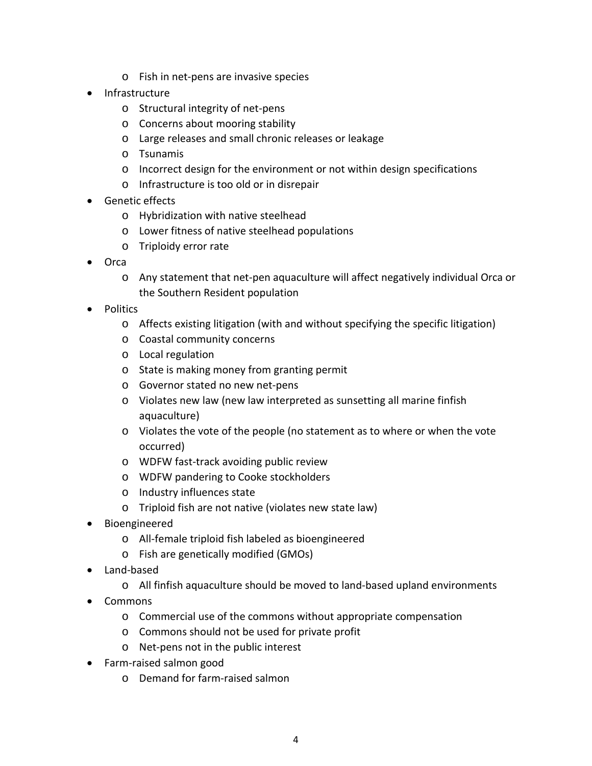- Fish in net-pens are invasive species
- Infrastructure
  - Structural integrity of net-pens
  - Concerns about mooring stability
  - Large releases and small chronic releases or leakage
  - Tsunamis
  - Incorrect design for the environment or not within design specifications
  - Infrastructure is too old or in disrepair
- Genetic effects
  - Hybridization with native steelhead
  - Lower fitness of native steelhead populations
  - Triploidy error rate
- Orca
  - Any statement that net-pen aquaculture will affect negatively individual Orca or the Southern Resident population
- Politics
  - Affects existing litigation (with and without specifying the specific litigation)
  - Coastal community concerns
  - Local regulation
  - State is making money from granting permit
  - Governor stated no new net-pens
  - Violates new law (new law interpreted as sunsetting all marine finfish aquaculture)
  - Violates the vote of the people (no statement as to where or when the vote occurred)
  - WDFW fast-track avoiding public review
  - WDFW pandering to Cooke stockholders
  - Industry influences state
  - Triploid fish are not native (violates new state law)
- Bioengineered
  - All-female triploid fish labeled as bioengineered
  - Fish are genetically modified (GMOs)
- Land-based
  - All finfish aquaculture should be moved to land-based upland environments
- Commons
  - Commercial use of the commons without appropriate compensation
  - Commons should not be used for private profit
  - Net-pens not in the public interest
- Farm-raised salmon good
  - Demand for farm-raised salmon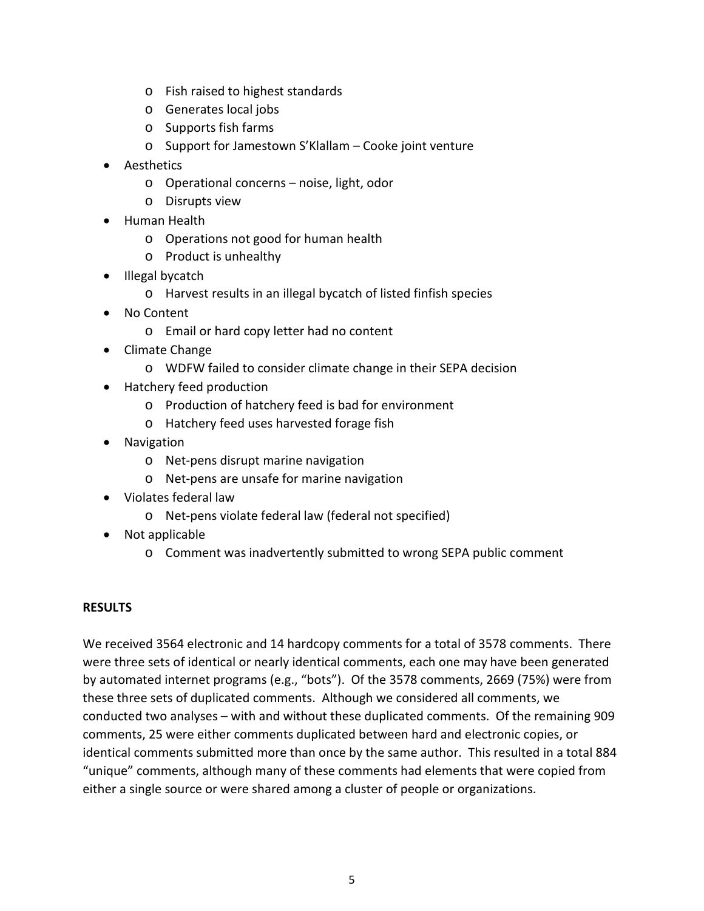- Fish raised to highest standards
  - Generates local jobs
  - Supports fish farms
  - Support for Jamestown S'Klallam – Cooke joint venture
- Aesthetics
  - Operational concerns – noise, light, odor
  - Disrupts view
- Human Health
  - Operations not good for human health
  - Product is unhealthy
- Illegal bycatch
  - Harvest results in an illegal bycatch of listed finfish species
- No Content
  - Email or hard copy letter had no content
- Climate Change
  - WDFW failed to consider climate change in their SEPA decision
- Hatchery feed production
  - Production of hatchery feed is bad for environment
  - Hatchery feed uses harvested forage fish
- Navigation
  - Net-pens disrupt marine navigation
  - Net-pens are unsafe for marine navigation
- Violates federal law
  - Net-pens violate federal law (federal not specified)
- Not applicable
  - Comment was inadvertently submitted to wrong SEPA public comment

**RESULTS**

We received 3564 electronic and 14 hardcopy comments for a total of 3578 comments. There were three sets of identical or nearly identical comments, each one may have been generated by automated internet programs (e.g., "bots"). Of the 3578 comments, 2669 (75%) were from these three sets of duplicated comments. Although we considered all comments, we conducted two analyses – with and without these duplicated comments. Of the remaining 909 comments, 25 were either comments duplicated between hard and electronic copies, or identical comments submitted more than once by the same author. This resulted in a total 884 "unique" comments, although many of these comments had elements that were copied from either a single source or were shared among a cluster of people or organizations.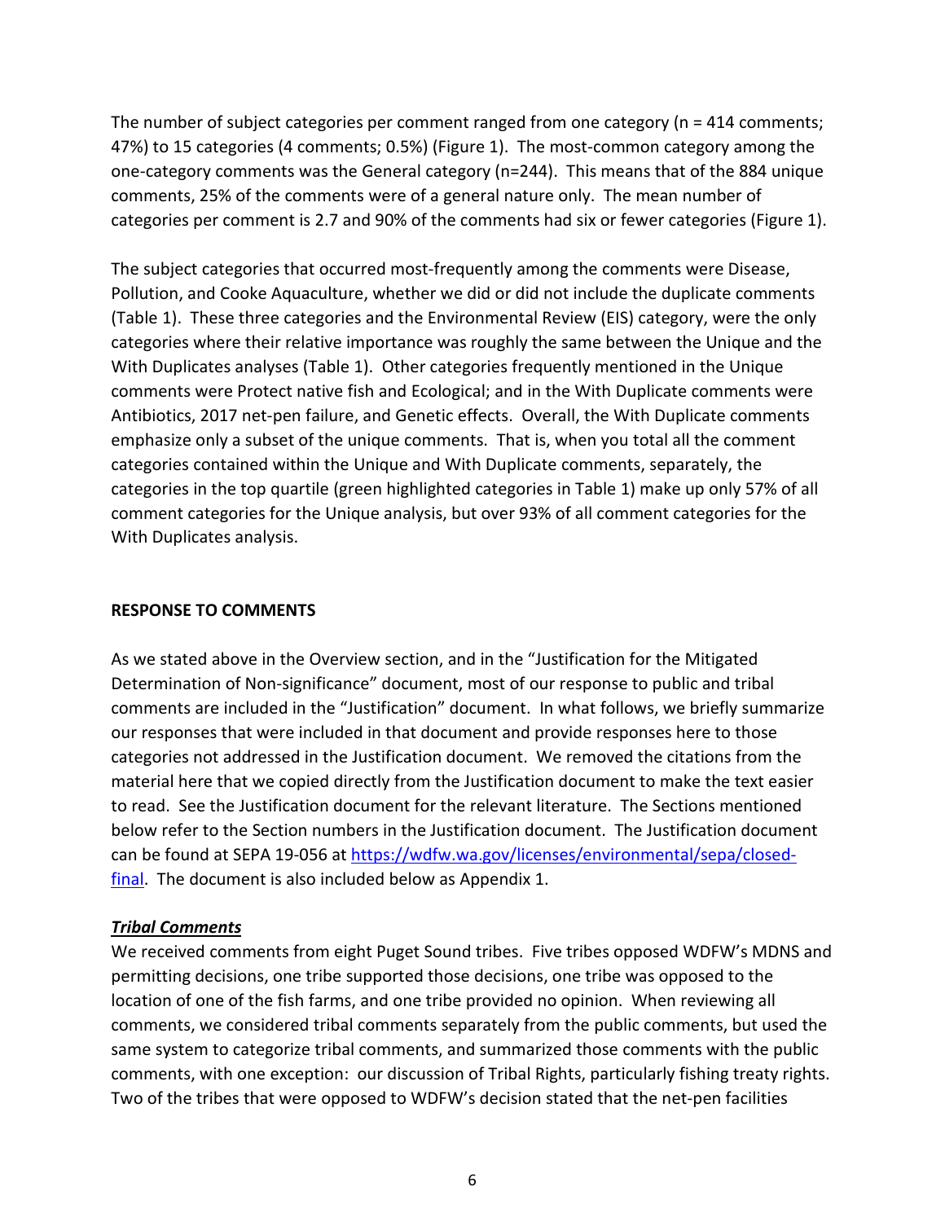The number of subject categories per comment ranged from one category (n = 414 comments; 47%) to 15 categories (4 comments; 0.5%) (Figure 1). The most-common category among the one-category comments was the General category (n=244). This means that of the 884 unique comments, 25% of the comments were of a general nature only. The mean number of categories per comment is 2.7 and 90% of the comments had six or fewer categories (Figure 1).

The subject categories that occurred most-frequently among the comments were Disease, Pollution, and Cooke Aquaculture, whether we did or did not include the duplicate comments (Table 1). These three categories and the Environmental Review (EIS) category, were the only categories where their relative importance was roughly the same between the Unique and the With Duplicates analyses (Table 1). Other categories frequently mentioned in the Unique comments were Protect native fish and Ecological; and in the With Duplicate comments were Antibiotics, 2017 net-pen failure, and Genetic effects. Overall, the With Duplicate comments emphasize only a subset of the unique comments. That is, when you total all the comment categories contained within the Unique and With Duplicate comments, separately, the categories in the top quartile (green highlighted categories in Table 1) make up only 57% of all comment categories for the Unique analysis, but over 93% of all comment categories for the With Duplicates analysis.

## RESPONSE TO COMMENTS

As we stated above in the Overview section, and in the "Justification for the Mitigated Determination of Non-significance" document, most of our response to public and tribal comments are included in the "Justification" document. In what follows, we briefly summarize our responses that were included in that document and provide responses here to those categories not addressed in the Justification document. We removed the citations from the material here that we copied directly from the Justification document to make the text easier to read. See the Justification document for the relevant literature. The Sections mentioned below refer to the Section numbers in the Justification document. The Justification document can be found at SEPA 19-056 at https://wdfw.wa.gov/licenses/environmental/sepa/closed-final. The document is also included below as Appendix 1.

### ***Tribal Comments***

We received comments from eight Puget Sound tribes. Five tribes opposed WDFW's MDNS and permitting decisions, one tribe supported those decisions, one tribe was opposed to the location of one of the fish farms, and one tribe provided no opinion. When reviewing all comments, we considered tribal comments separately from the public comments, but used the same system to categorize tribal comments, and summarized those comments with the public comments, with one exception: our discussion of Tribal Rights, particularly fishing treaty rights. Two of the tribes that were opposed to WDFW's decision stated that the net-pen facilities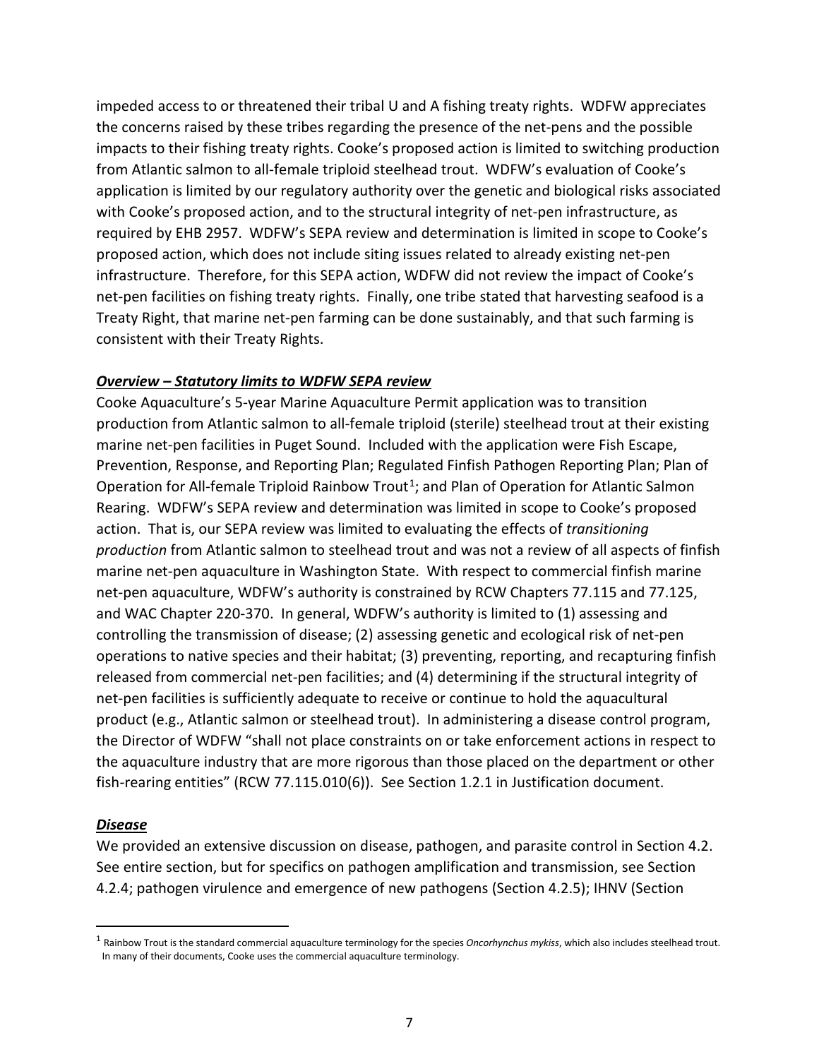impeded access to or threatened their tribal U and A fishing treaty rights. WDFW appreciates the concerns raised by these tribes regarding the presence of the net-pens and the possible impacts to their fishing treaty rights. Cooke's proposed action is limited to switching production from Atlantic salmon to all-female triploid steelhead trout. WDFW's evaluation of Cooke's application is limited by our regulatory authority over the genetic and biological risks associated with Cooke's proposed action, and to the structural integrity of net-pen infrastructure, as required by EHB 2957. WDFW's SEPA review and determination is limited in scope to Cooke's proposed action, which does not include siting issues related to already existing net-pen infrastructure. Therefore, for this SEPA action, WDFW did not review the impact of Cooke's net-pen facilities on fishing treaty rights. Finally, one tribe stated that harvesting seafood is a Treaty Right, that marine net-pen farming can be done sustainably, and that such farming is consistent with their Treaty Rights.

***Overview – Statutory limits to WDFW SEPA review***

Cooke Aquaculture's 5-year Marine Aquaculture Permit application was to transition production from Atlantic salmon to all-female triploid (sterile) steelhead trout at their existing marine net-pen facilities in Puget Sound. Included with the application were Fish Escape, Prevention, Response, and Reporting Plan; Regulated Finfish Pathogen Reporting Plan; Plan of Operation for All-female Triploid Rainbow Trout[1]; and Plan of Operation for Atlantic Salmon Rearing. WDFW's SEPA review and determination was limited in scope to Cooke's proposed action. That is, our SEPA review was limited to evaluating the effects of *transitioning production* from Atlantic salmon to steelhead trout and was not a review of all aspects of finfish marine net-pen aquaculture in Washington State. With respect to commercial finfish marine net-pen aquaculture, WDFW's authority is constrained by RCW Chapters 77.115 and 77.125, and WAC Chapter 220-370. In general, WDFW's authority is limited to (1) assessing and controlling the transmission of disease; (2) assessing genetic and ecological risk of net-pen operations to native species and their habitat; (3) preventing, reporting, and recapturing finfish released from commercial net-pen facilities; and (4) determining if the structural integrity of net-pen facilities is sufficiently adequate to receive or continue to hold the aquacultural product (e.g., Atlantic salmon or steelhead trout). In administering a disease control program, the Director of WDFW "shall not place constraints on or take enforcement actions in respect to the aquaculture industry that are more rigorous than those placed on the department or other fish-rearing entities" (RCW 77.115.010(6)). See Section 1.2.1 in Justification document.

***Disease***

We provided an extensive discussion on disease, pathogen, and parasite control in Section 4.2. See entire section, but for specifics on pathogen amplification and transmission, see Section 4.2.4; pathogen virulence and emergence of new pathogens (Section 4.2.5); IHNV (Section

[1] Rainbow Trout is the standard commercial aquaculture terminology for the species *Oncorhynchus mykiss*, which also includes steelhead trout. In many of their documents, Cooke uses the commercial aquaculture terminology.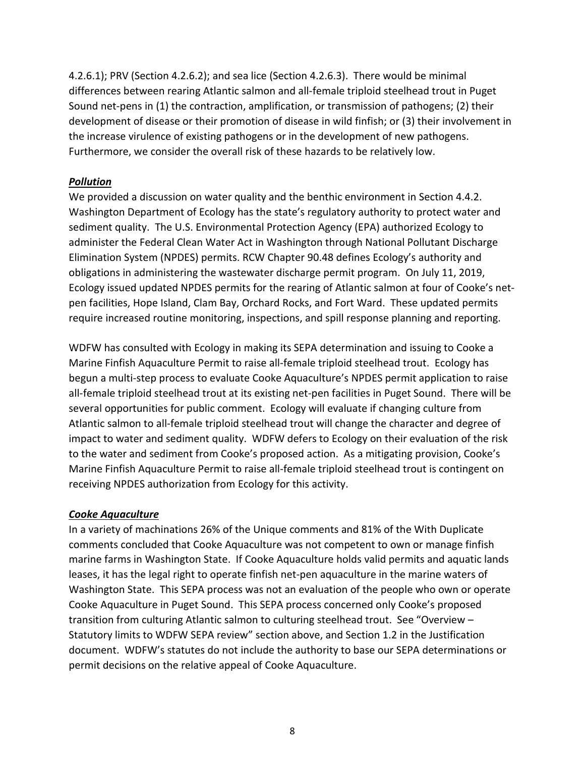4.2.6.1); PRV (Section 4.2.6.2); and sea lice (Section 4.2.6.3). There would be minimal differences between rearing Atlantic salmon and all-female triploid steelhead trout in Puget Sound net-pens in (1) the contraction, amplification, or transmission of pathogens; (2) their development of disease or their promotion of disease in wild finfish; or (3) their involvement in the increase virulence of existing pathogens or in the development of new pathogens. Furthermore, we consider the overall risk of these hazards to be relatively low.

***Pollution***

We provided a discussion on water quality and the benthic environment in Section 4.4.2. Washington Department of Ecology has the state's regulatory authority to protect water and sediment quality. The U.S. Environmental Protection Agency (EPA) authorized Ecology to administer the Federal Clean Water Act in Washington through National Pollutant Discharge Elimination System (NPDES) permits. RCW Chapter 90.48 defines Ecology's authority and obligations in administering the wastewater discharge permit program. On July 11, 2019, Ecology issued updated NPDES permits for the rearing of Atlantic salmon at four of Cooke's net-pen facilities, Hope Island, Clam Bay, Orchard Rocks, and Fort Ward. These updated permits require increased routine monitoring, inspections, and spill response planning and reporting.

WDFW has consulted with Ecology in making its SEPA determination and issuing to Cooke a Marine Finfish Aquaculture Permit to raise all-female triploid steelhead trout. Ecology has begun a multi-step process to evaluate Cooke Aquaculture's NPDES permit application to raise all-female triploid steelhead trout at its existing net-pen facilities in Puget Sound. There will be several opportunities for public comment. Ecology will evaluate if changing culture from Atlantic salmon to all-female triploid steelhead trout will change the character and degree of impact to water and sediment quality. WDFW defers to Ecology on their evaluation of the risk to the water and sediment from Cooke's proposed action. As a mitigating provision, Cooke's Marine Finfish Aquaculture Permit to raise all-female triploid steelhead trout is contingent on receiving NPDES authorization from Ecology for this activity.

***Cooke Aquaculture***

In a variety of machinations 26% of the Unique comments and 81% of the With Duplicate comments concluded that Cooke Aquaculture was not competent to own or manage finfish marine farms in Washington State. If Cooke Aquaculture holds valid permits and aquatic lands leases, it has the legal right to operate finfish net-pen aquaculture in the marine waters of Washington State. This SEPA process was not an evaluation of the people who own or operate Cooke Aquaculture in Puget Sound. This SEPA process concerned only Cooke's proposed transition from culturing Atlantic salmon to culturing steelhead trout. See "Overview – Statutory limits to WDFW SEPA review" section above, and Section 1.2 in the Justification document. WDFW's statutes do not include the authority to base our SEPA determinations or permit decisions on the relative appeal of Cooke Aquaculture.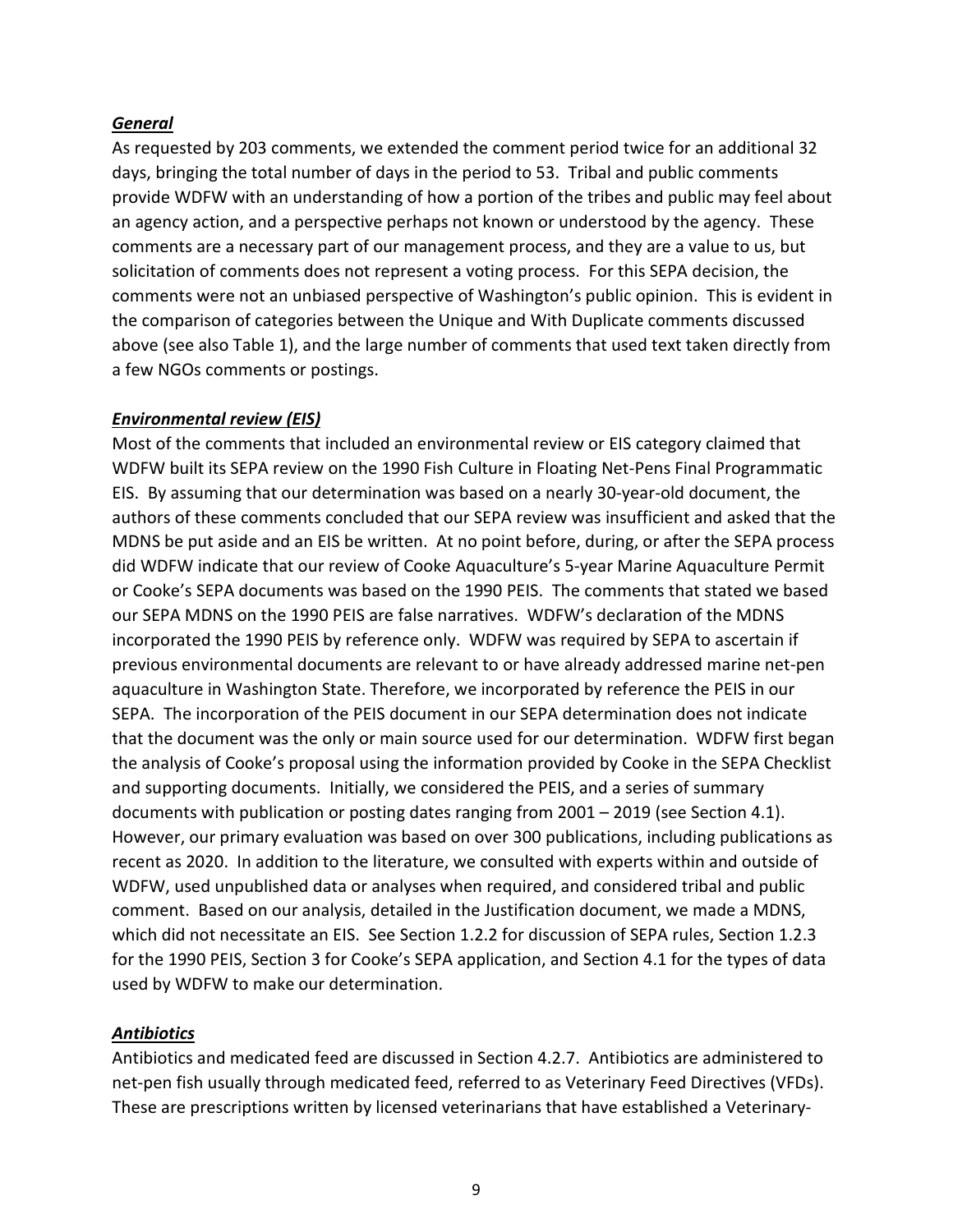***General***

As requested by 203 comments, we extended the comment period twice for an additional 32 days, bringing the total number of days in the period to 53. Tribal and public comments provide WDFW with an understanding of how a portion of the tribes and public may feel about an agency action, and a perspective perhaps not known or understood by the agency. These comments are a necessary part of our management process, and they are a value to us, but solicitation of comments does not represent a voting process. For this SEPA decision, the comments were not an unbiased perspective of Washington's public opinion. This is evident in the comparison of categories between the Unique and With Duplicate comments discussed above (see also Table 1), and the large number of comments that used text taken directly from a few NGOs comments or postings.

***Environmental review (EIS)***

Most of the comments that included an environmental review or EIS category claimed that WDFW built its SEPA review on the 1990 Fish Culture in Floating Net-Pens Final Programmatic EIS. By assuming that our determination was based on a nearly 30-year-old document, the authors of these comments concluded that our SEPA review was insufficient and asked that the MDNS be put aside and an EIS be written. At no point before, during, or after the SEPA process did WDFW indicate that our review of Cooke Aquaculture's 5-year Marine Aquaculture Permit or Cooke's SEPA documents was based on the 1990 PEIS. The comments that stated we based our SEPA MDNS on the 1990 PEIS are false narratives. WDFW's declaration of the MDNS incorporated the 1990 PEIS by reference only. WDFW was required by SEPA to ascertain if previous environmental documents are relevant to or have already addressed marine net-pen aquaculture in Washington State. Therefore, we incorporated by reference the PEIS in our SEPA. The incorporation of the PEIS document in our SEPA determination does not indicate that the document was the only or main source used for our determination. WDFW first began the analysis of Cooke's proposal using the information provided by Cooke in the SEPA Checklist and supporting documents. Initially, we considered the PEIS, and a series of summary documents with publication or posting dates ranging from 2001 – 2019 (see Section 4.1). However, our primary evaluation was based on over 300 publications, including publications as recent as 2020. In addition to the literature, we consulted with experts within and outside of WDFW, used unpublished data or analyses when required, and considered tribal and public comment. Based on our analysis, detailed in the Justification document, we made a MDNS, which did not necessitate an EIS. See Section 1.2.2 for discussion of SEPA rules, Section 1.2.3 for the 1990 PEIS, Section 3 for Cooke's SEPA application, and Section 4.1 for the types of data used by WDFW to make our determination.

***Antibiotics***

Antibiotics and medicated feed are discussed in Section 4.2.7. Antibiotics are administered to net-pen fish usually through medicated feed, referred to as Veterinary Feed Directives (VFDs). These are prescriptions written by licensed veterinarians that have established a Veterinary-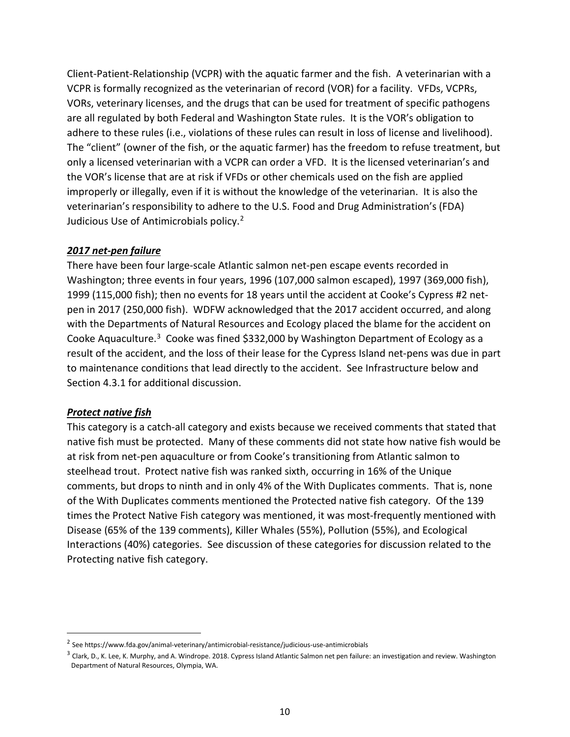Client-Patient-Relationship (VCPR) with the aquatic farmer and the fish. A veterinarian with a VCPR is formally recognized as the veterinarian of record (VOR) for a facility. VFDs, VCPRs, VORs, veterinary licenses, and the drugs that can be used for treatment of specific pathogens are all regulated by both Federal and Washington State rules. It is the VOR's obligation to adhere to these rules (i.e., violations of these rules can result in loss of license and livelihood). The "client" (owner of the fish, or the aquatic farmer) has the freedom to refuse treatment, but only a licensed veterinarian with a VCPR can order a VFD. It is the licensed veterinarian's and the VOR's license that are at risk if VFDs or other chemicals used on the fish are applied improperly or illegally, even if it is without the knowledge of the veterinarian. It is also the veterinarian's responsibility to adhere to the U.S. Food and Drug Administration's (FDA) Judicious Use of Antimicrobials policy.[2]

***2017 net-pen failure***

There have been four large-scale Atlantic salmon net-pen escape events recorded in Washington; three events in four years, 1996 (107,000 salmon escaped), 1997 (369,000 fish), 1999 (115,000 fish); then no events for 18 years until the accident at Cooke's Cypress #2 net-pen in 2017 (250,000 fish). WDFW acknowledged that the 2017 accident occurred, and along with the Departments of Natural Resources and Ecology placed the blame for the accident on Cooke Aquaculture.[3] Cooke was fined $332,000 by Washington Department of Ecology as a result of the accident, and the loss of their lease for the Cypress Island net-pens was due in part to maintenance conditions that lead directly to the accident. See Infrastructure below and Section 4.3.1 for additional discussion.

***Protect native fish***

This category is a catch-all category and exists because we received comments that stated that native fish must be protected. Many of these comments did not state how native fish would be at risk from net-pen aquaculture or from Cooke's transitioning from Atlantic salmon to steelhead trout. Protect native fish was ranked sixth, occurring in 16% of the Unique comments, but drops to ninth and in only 4% of the With Duplicates comments. That is, none of the With Duplicates comments mentioned the Protected native fish category. Of the 139 times the Protect Native Fish category was mentioned, it was most-frequently mentioned with Disease (65% of the 139 comments), Killer Whales (55%), Pollution (55%), and Ecological Interactions (40%) categories. See discussion of these categories for discussion related to the Protecting native fish category.

---

[2] See https://www.fda.gov/animal-veterinary/antimicrobial-resistance/judicious-use-antimicrobials

[3] Clark, D., K. Lee, K. Murphy, and A. Windrope. 2018. Cypress Island Atlantic Salmon net pen failure: an investigation and review. Washington Department of Natural Resources, Olympia, WA.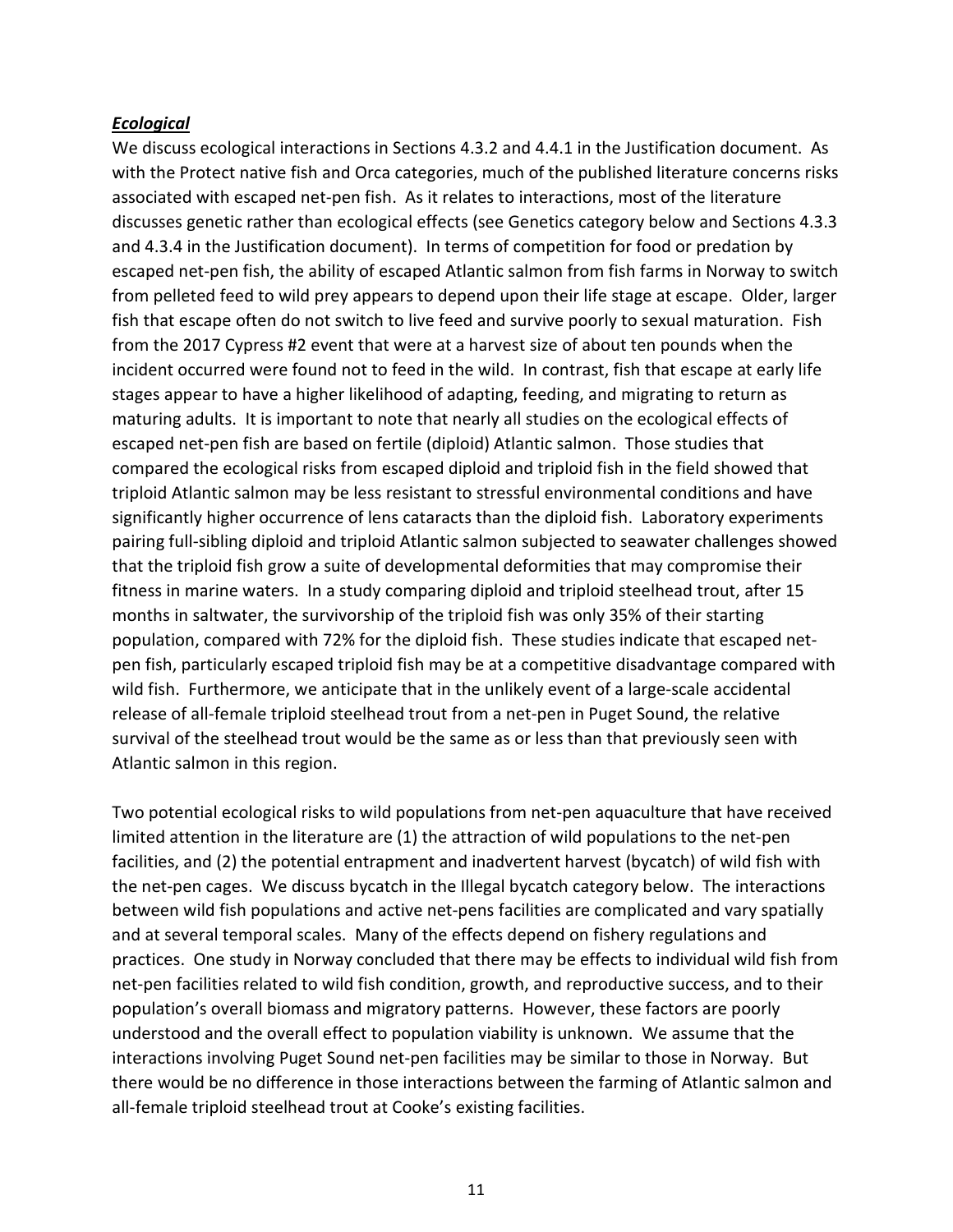***Ecological***

We discuss ecological interactions in Sections 4.3.2 and 4.4.1 in the Justification document. As with the Protect native fish and Orca categories, much of the published literature concerns risks associated with escaped net-pen fish. As it relates to interactions, most of the literature discusses genetic rather than ecological effects (see Genetics category below and Sections 4.3.3 and 4.3.4 in the Justification document). In terms of competition for food or predation by escaped net-pen fish, the ability of escaped Atlantic salmon from fish farms in Norway to switch from pelleted feed to wild prey appears to depend upon their life stage at escape. Older, larger fish that escape often do not switch to live feed and survive poorly to sexual maturation. Fish from the 2017 Cypress #2 event that were at a harvest size of about ten pounds when the incident occurred were found not to feed in the wild. In contrast, fish that escape at early life stages appear to have a higher likelihood of adapting, feeding, and migrating to return as maturing adults. It is important to note that nearly all studies on the ecological effects of escaped net-pen fish are based on fertile (diploid) Atlantic salmon. Those studies that compared the ecological risks from escaped diploid and triploid fish in the field showed that triploid Atlantic salmon may be less resistant to stressful environmental conditions and have significantly higher occurrence of lens cataracts than the diploid fish. Laboratory experiments pairing full-sibling diploid and triploid Atlantic salmon subjected to seawater challenges showed that the triploid fish grow a suite of developmental deformities that may compromise their fitness in marine waters. In a study comparing diploid and triploid steelhead trout, after 15 months in saltwater, the survivorship of the triploid fish was only 35% of their starting population, compared with 72% for the diploid fish. These studies indicate that escaped net-pen fish, particularly escaped triploid fish may be at a competitive disadvantage compared with wild fish. Furthermore, we anticipate that in the unlikely event of a large-scale accidental release of all-female triploid steelhead trout from a net-pen in Puget Sound, the relative survival of the steelhead trout would be the same as or less than that previously seen with Atlantic salmon in this region.

Two potential ecological risks to wild populations from net-pen aquaculture that have received limited attention in the literature are (1) the attraction of wild populations to the net-pen facilities, and (2) the potential entrapment and inadvertent harvest (bycatch) of wild fish with the net-pen cages. We discuss bycatch in the Illegal bycatch category below. The interactions between wild fish populations and active net-pens facilities are complicated and vary spatially and at several temporal scales. Many of the effects depend on fishery regulations and practices. One study in Norway concluded that there may be effects to individual wild fish from net-pen facilities related to wild fish condition, growth, and reproductive success, and to their population's overall biomass and migratory patterns. However, these factors are poorly understood and the overall effect to population viability is unknown. We assume that the interactions involving Puget Sound net-pen facilities may be similar to those in Norway. But there would be no difference in those interactions between the farming of Atlantic salmon and all-female triploid steelhead trout at Cooke's existing facilities.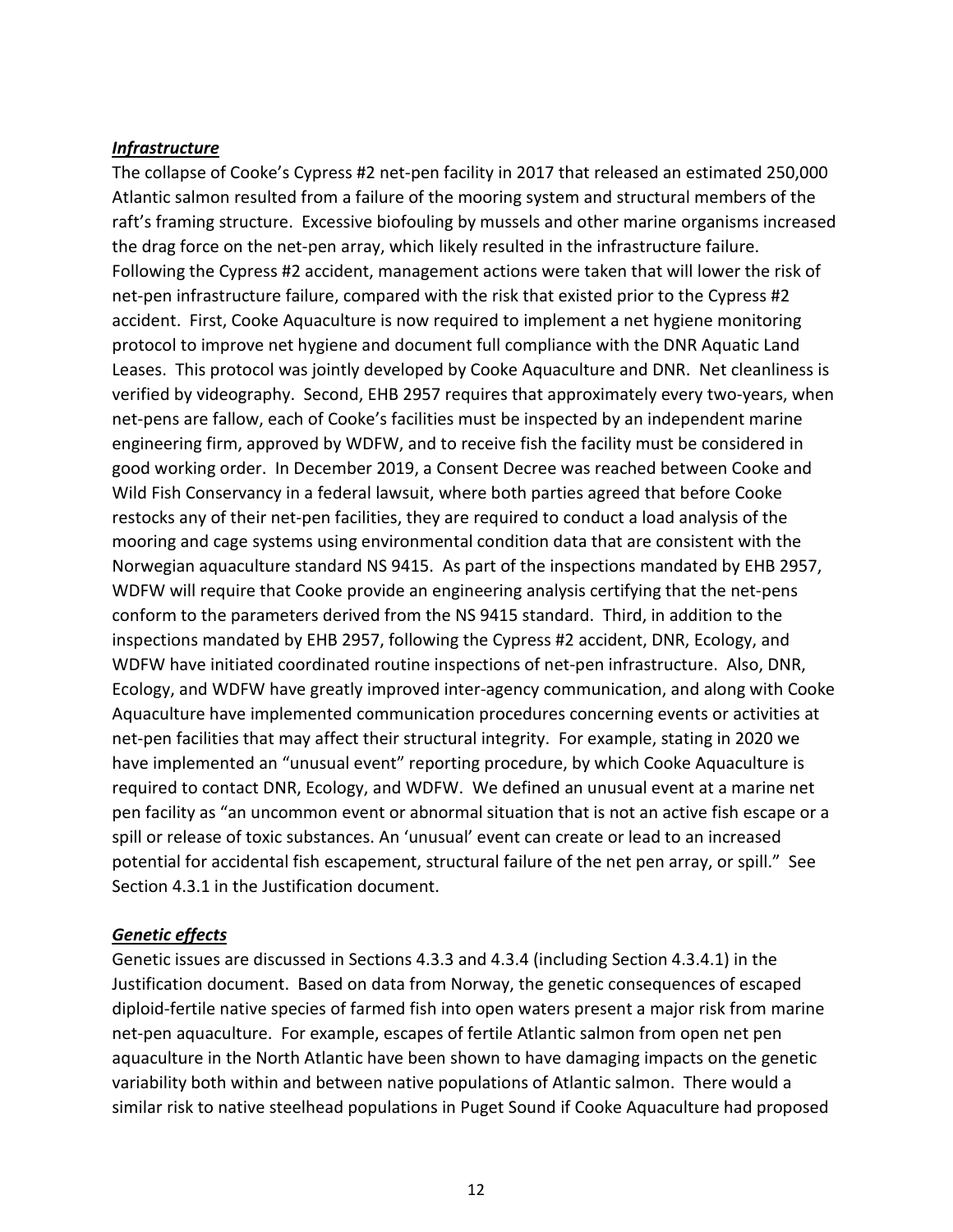***Infrastructure***

The collapse of Cooke's Cypress #2 net-pen facility in 2017 that released an estimated 250,000 Atlantic salmon resulted from a failure of the mooring system and structural members of the raft's framing structure. Excessive biofouling by mussels and other marine organisms increased the drag force on the net-pen array, which likely resulted in the infrastructure failure. Following the Cypress #2 accident, management actions were taken that will lower the risk of net-pen infrastructure failure, compared with the risk that existed prior to the Cypress #2 accident. First, Cooke Aquaculture is now required to implement a net hygiene monitoring protocol to improve net hygiene and document full compliance with the DNR Aquatic Land Leases. This protocol was jointly developed by Cooke Aquaculture and DNR. Net cleanliness is verified by videography. Second, EHB 2957 requires that approximately every two-years, when net-pens are fallow, each of Cooke's facilities must be inspected by an independent marine engineering firm, approved by WDFW, and to receive fish the facility must be considered in good working order. In December 2019, a Consent Decree was reached between Cooke and Wild Fish Conservancy in a federal lawsuit, where both parties agreed that before Cooke restocks any of their net-pen facilities, they are required to conduct a load analysis of the mooring and cage systems using environmental condition data that are consistent with the Norwegian aquaculture standard NS 9415. As part of the inspections mandated by EHB 2957, WDFW will require that Cooke provide an engineering analysis certifying that the net-pens conform to the parameters derived from the NS 9415 standard. Third, in addition to the inspections mandated by EHB 2957, following the Cypress #2 accident, DNR, Ecology, and WDFW have initiated coordinated routine inspections of net-pen infrastructure. Also, DNR, Ecology, and WDFW have greatly improved inter-agency communication, and along with Cooke Aquaculture have implemented communication procedures concerning events or activities at net-pen facilities that may affect their structural integrity. For example, stating in 2020 we have implemented an "unusual event" reporting procedure, by which Cooke Aquaculture is required to contact DNR, Ecology, and WDFW. We defined an unusual event at a marine net pen facility as "an uncommon event or abnormal situation that is not an active fish escape or a spill or release of toxic substances. An 'unusual' event can create or lead to an increased potential for accidental fish escapement, structural failure of the net pen array, or spill." See Section 4.3.1 in the Justification document.

***Genetic effects***

Genetic issues are discussed in Sections 4.3.3 and 4.3.4 (including Section 4.3.4.1) in the Justification document. Based on data from Norway, the genetic consequences of escaped diploid-fertile native species of farmed fish into open waters present a major risk from marine net-pen aquaculture. For example, escapes of fertile Atlantic salmon from open net pen aquaculture in the North Atlantic have been shown to have damaging impacts on the genetic variability both within and between native populations of Atlantic salmon. There would a similar risk to native steelhead populations in Puget Sound if Cooke Aquaculture had proposed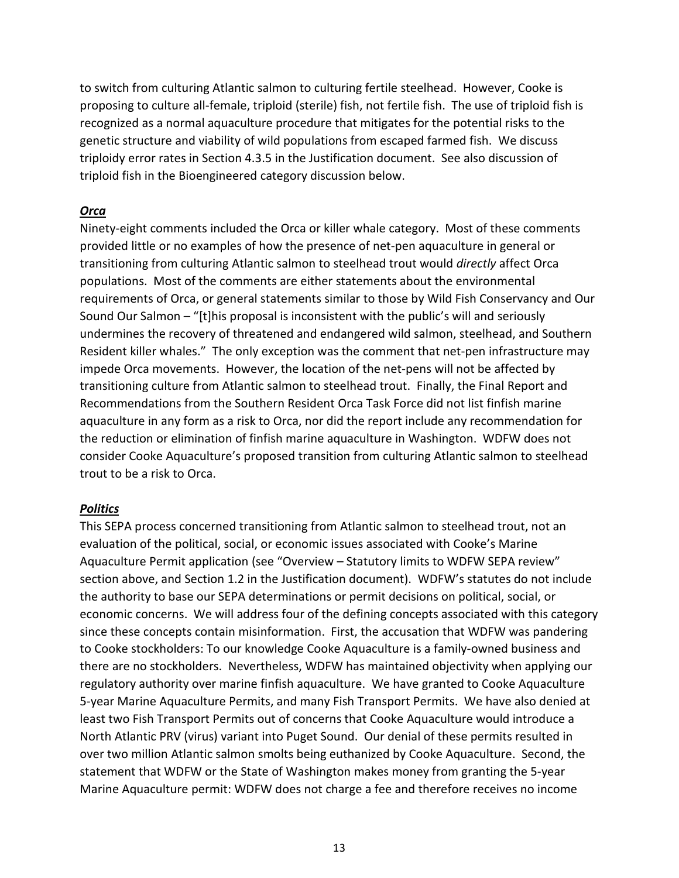to switch from culturing Atlantic salmon to culturing fertile steelhead. However, Cooke is proposing to culture all-female, triploid (sterile) fish, not fertile fish. The use of triploid fish is recognized as a normal aquaculture procedure that mitigates for the potential risks to the genetic structure and viability of wild populations from escaped farmed fish. We discuss triploidy error rates in Section 4.3.5 in the Justification document. See also discussion of triploid fish in the Bioengineered category discussion below.

***Orca***

Ninety-eight comments included the Orca or killer whale category. Most of these comments provided little or no examples of how the presence of net-pen aquaculture in general or transitioning from culturing Atlantic salmon to steelhead trout would *directly* affect Orca populations. Most of the comments are either statements about the environmental requirements of Orca, or general statements similar to those by Wild Fish Conservancy and Our Sound Our Salmon – "[t]his proposal is inconsistent with the public's will and seriously undermines the recovery of threatened and endangered wild salmon, steelhead, and Southern Resident killer whales." The only exception was the comment that net-pen infrastructure may impede Orca movements. However, the location of the net-pens will not be affected by transitioning culture from Atlantic salmon to steelhead trout. Finally, the Final Report and Recommendations from the Southern Resident Orca Task Force did not list finfish marine aquaculture in any form as a risk to Orca, nor did the report include any recommendation for the reduction or elimination of finfish marine aquaculture in Washington. WDFW does not consider Cooke Aquaculture's proposed transition from culturing Atlantic salmon to steelhead trout to be a risk to Orca.

***Politics***

This SEPA process concerned transitioning from Atlantic salmon to steelhead trout, not an evaluation of the political, social, or economic issues associated with Cooke's Marine Aquaculture Permit application (see "Overview – Statutory limits to WDFW SEPA review" section above, and Section 1.2 in the Justification document). WDFW's statutes do not include the authority to base our SEPA determinations or permit decisions on political, social, or economic concerns. We will address four of the defining concepts associated with this category since these concepts contain misinformation. First, the accusation that WDFW was pandering to Cooke stockholders: To our knowledge Cooke Aquaculture is a family-owned business and there are no stockholders. Nevertheless, WDFW has maintained objectivity when applying our regulatory authority over marine finfish aquaculture. We have granted to Cooke Aquaculture 5-year Marine Aquaculture Permits, and many Fish Transport Permits. We have also denied at least two Fish Transport Permits out of concerns that Cooke Aquaculture would introduce a North Atlantic PRV (virus) variant into Puget Sound. Our denial of these permits resulted in over two million Atlantic salmon smolts being euthanized by Cooke Aquaculture. Second, the statement that WDFW or the State of Washington makes money from granting the 5-year Marine Aquaculture permit: WDFW does not charge a fee and therefore receives no income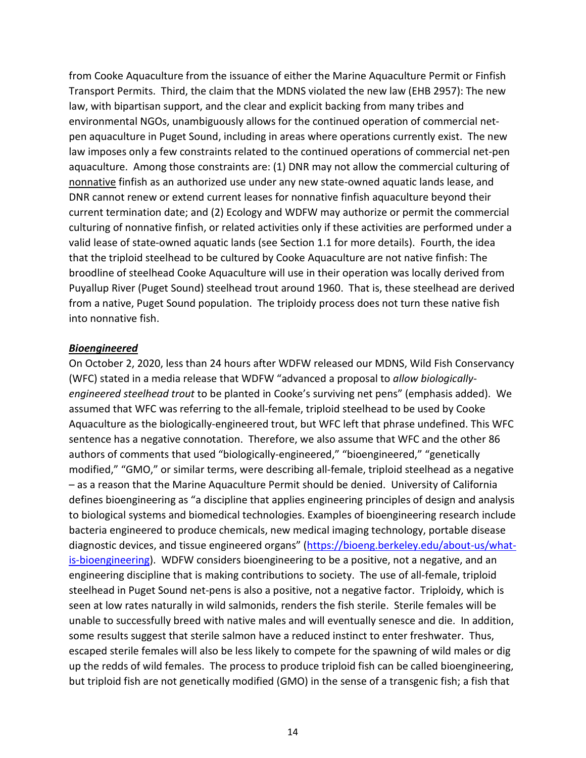from Cooke Aquaculture from the issuance of either the Marine Aquaculture Permit or Finfish Transport Permits. Third, the claim that the MDNS violated the new law (EHB 2957): The new law, with bipartisan support, and the clear and explicit backing from many tribes and environmental NGOs, unambiguously allows for the continued operation of commercial net-pen aquaculture in Puget Sound, including in areas where operations currently exist. The new law imposes only a few constraints related to the continued operations of commercial net-pen aquaculture. Among those constraints are: (1) DNR may not allow the commercial culturing of nonnative finfish as an authorized use under any new state-owned aquatic lands lease, and DNR cannot renew or extend current leases for nonnative finfish aquaculture beyond their current termination date; and (2) Ecology and WDFW may authorize or permit the commercial culturing of nonnative finfish, or related activities only if these activities are performed under a valid lease of state-owned aquatic lands (see Section 1.1 for more details). Fourth, the idea that the triploid steelhead to be cultured by Cooke Aquaculture are not native finfish: The broodline of steelhead Cooke Aquaculture will use in their operation was locally derived from Puyallup River (Puget Sound) steelhead trout around 1960. That is, these steelhead are derived from a native, Puget Sound population. The triploidy process does not turn these native fish into nonnative fish.

***Bioengineered***

On October 2, 2020, less than 24 hours after WDFW released our MDNS, Wild Fish Conservancy (WFC) stated in a media release that WDFW "advanced a proposal to *allow biologically-engineered steelhead trout* to be planted in Cooke's surviving net pens" (emphasis added). We assumed that WFC was referring to the all-female, triploid steelhead to be used by Cooke Aquaculture as the biologically-engineered trout, but WFC left that phrase undefined. This WFC sentence has a negative connotation. Therefore, we also assume that WFC and the other 86 authors of comments that used "biologically-engineered," "bioengineered," "genetically modified," "GMO," or similar terms, were describing all-female, triploid steelhead as a negative – as a reason that the Marine Aquaculture Permit should be denied. University of California defines bioengineering as "a discipline that applies engineering principles of design and analysis to biological systems and biomedical technologies. Examples of bioengineering research include bacteria engineered to produce chemicals, new medical imaging technology, portable disease diagnostic devices, and tissue engineered organs" ([https://bioeng.berkeley.edu/about-us/what-is-bioengineering](https://bioeng.berkeley.edu/about-us/what-is-bioengineering)). WDFW considers bioengineering to be a positive, not a negative, and an engineering discipline that is making contributions to society. The use of all-female, triploid steelhead in Puget Sound net-pens is also a positive, not a negative factor. Triploidy, which is seen at low rates naturally in wild salmonids, renders the fish sterile. Sterile females will be unable to successfully breed with native males and will eventually senesce and die. In addition, some results suggest that sterile salmon have a reduced instinct to enter freshwater. Thus, escaped sterile females will also be less likely to compete for the spawning of wild males or dig up the redds of wild females. The process to produce triploid fish can be called bioengineering, but triploid fish are not genetically modified (GMO) in the sense of a transgenic fish; a fish that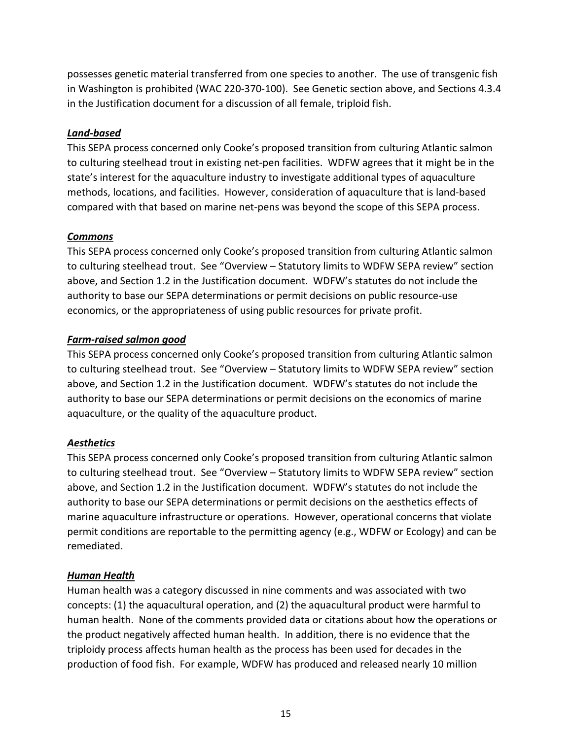possesses genetic material transferred from one species to another. The use of transgenic fish in Washington is prohibited (WAC 220-370-100). See Genetic section above, and Sections 4.3.4 in the Justification document for a discussion of all female, triploid fish.

***Land-based***

This SEPA process concerned only Cooke's proposed transition from culturing Atlantic salmon to culturing steelhead trout in existing net-pen facilities. WDFW agrees that it might be in the state's interest for the aquaculture industry to investigate additional types of aquaculture methods, locations, and facilities. However, consideration of aquaculture that is land-based compared with that based on marine net-pens was beyond the scope of this SEPA process.

***Commons***

This SEPA process concerned only Cooke's proposed transition from culturing Atlantic salmon to culturing steelhead trout. See "Overview – Statutory limits to WDFW SEPA review" section above, and Section 1.2 in the Justification document. WDFW's statutes do not include the authority to base our SEPA determinations or permit decisions on public resource-use economics, or the appropriateness of using public resources for private profit.

***Farm-raised salmon good***

This SEPA process concerned only Cooke's proposed transition from culturing Atlantic salmon to culturing steelhead trout. See "Overview – Statutory limits to WDFW SEPA review" section above, and Section 1.2 in the Justification document. WDFW's statutes do not include the authority to base our SEPA determinations or permit decisions on the economics of marine aquaculture, or the quality of the aquaculture product.

***Aesthetics***

This SEPA process concerned only Cooke's proposed transition from culturing Atlantic salmon to culturing steelhead trout. See "Overview – Statutory limits to WDFW SEPA review" section above, and Section 1.2 in the Justification document. WDFW's statutes do not include the authority to base our SEPA determinations or permit decisions on the aesthetics effects of marine aquaculture infrastructure or operations. However, operational concerns that violate permit conditions are reportable to the permitting agency (e.g., WDFW or Ecology) and can be remediated.

***Human Health***

Human health was a category discussed in nine comments and was associated with two concepts: (1) the aquacultural operation, and (2) the aquacultural product were harmful to human health. None of the comments provided data or citations about how the operations or the product negatively affected human health. In addition, there is no evidence that the triploidy process affects human health as the process has been used for decades in the production of food fish. For example, WDFW has produced and released nearly 10 million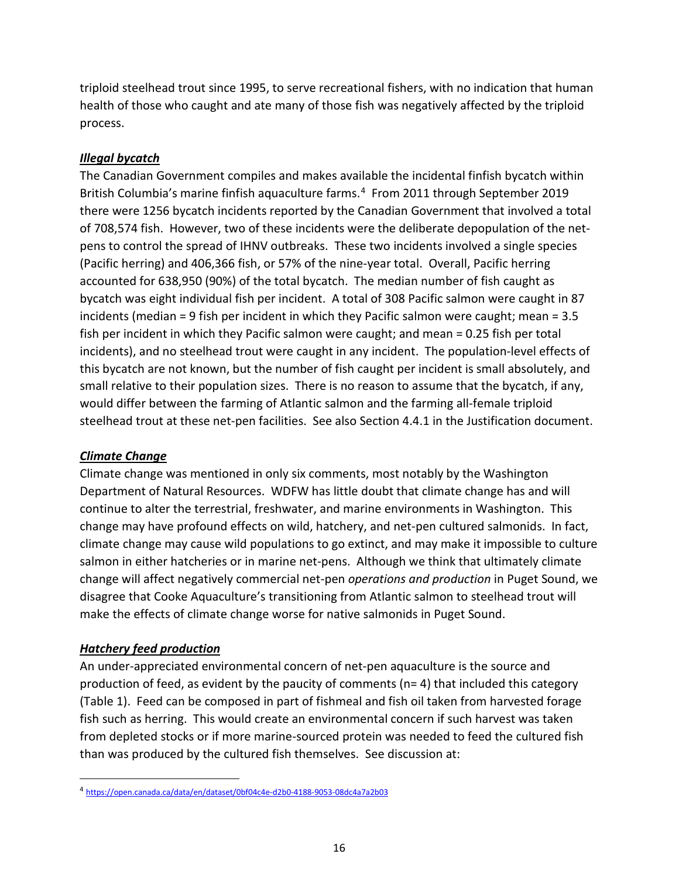triploid steelhead trout since 1995, to serve recreational fishers, with no indication that human health of those who caught and ate many of those fish was negatively affected by the triploid process.

***Illegal bycatch***

The Canadian Government compiles and makes available the incidental finfish bycatch within British Columbia's marine finfish aquaculture farms.[4] From 2011 through September 2019 there were 1256 bycatch incidents reported by the Canadian Government that involved a total of 708,574 fish. However, two of these incidents were the deliberate depopulation of the net-pens to control the spread of IHNV outbreaks. These two incidents involved a single species (Pacific herring) and 406,366 fish, or 57% of the nine-year total. Overall, Pacific herring accounted for 638,950 (90%) of the total bycatch. The median number of fish caught as bycatch was eight individual fish per incident. A total of 308 Pacific salmon were caught in 87 incidents (median = 9 fish per incident in which they Pacific salmon were caught; mean = 3.5 fish per incident in which they Pacific salmon were caught; and mean = 0.25 fish per total incidents), and no steelhead trout were caught in any incident. The population-level effects of this bycatch are not known, but the number of fish caught per incident is small absolutely, and small relative to their population sizes. There is no reason to assume that the bycatch, if any, would differ between the farming of Atlantic salmon and the farming all-female triploid steelhead trout at these net-pen facilities. See also Section 4.4.1 in the Justification document.

***Climate Change***

Climate change was mentioned in only six comments, most notably by the Washington Department of Natural Resources. WDFW has little doubt that climate change has and will continue to alter the terrestrial, freshwater, and marine environments in Washington. This change may have profound effects on wild, hatchery, and net-pen cultured salmonids. In fact, climate change may cause wild populations to go extinct, and may make it impossible to culture salmon in either hatcheries or in marine net-pens. Although we think that ultimately climate change will affect negatively commercial net-pen *operations and production* in Puget Sound, we disagree that Cooke Aquaculture's transitioning from Atlantic salmon to steelhead trout will make the effects of climate change worse for native salmonids in Puget Sound.

***Hatchery feed production***

An under-appreciated environmental concern of net-pen aquaculture is the source and production of feed, as evident by the paucity of comments (n= 4) that included this category (Table 1). Feed can be composed in part of fishmeal and fish oil taken from harvested forage fish such as herring. This would create an environmental concern if such harvest was taken from depleted stocks or if more marine-sourced protein was needed to feed the cultured fish than was produced by the cultured fish themselves. See discussion at:

[4] https://open.canada.ca/data/en/dataset/0bf04c4e-d2b0-4188-9053-08dc4a7a2b03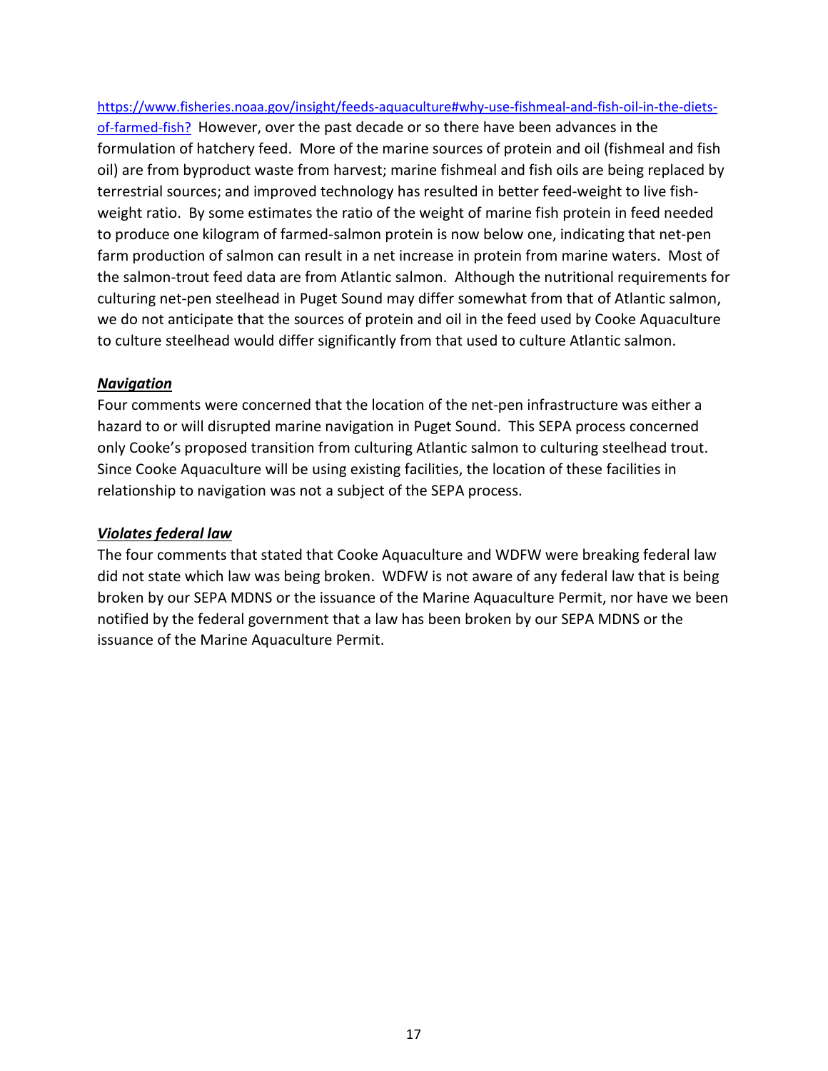https://www.fisheries.noaa.gov/insight/feeds-aquaculture#why-use-fishmeal-and-fish-oil-in-the-diets-of-farmed-fish? However, over the past decade or so there have been advances in the formulation of hatchery feed. More of the marine sources of protein and oil (fishmeal and fish oil) are from byproduct waste from harvest; marine fishmeal and fish oils are being replaced by terrestrial sources; and improved technology has resulted in better feed-weight to live fish-weight ratio. By some estimates the ratio of the weight of marine fish protein in feed needed to produce one kilogram of farmed-salmon protein is now below one, indicating that net-pen farm production of salmon can result in a net increase in protein from marine waters. Most of the salmon-trout feed data are from Atlantic salmon. Although the nutritional requirements for culturing net-pen steelhead in Puget Sound may differ somewhat from that of Atlantic salmon, we do not anticipate that the sources of protein and oil in the feed used by Cooke Aquaculture to culture steelhead would differ significantly from that used to culture Atlantic salmon.

***Navigation***

Four comments were concerned that the location of the net-pen infrastructure was either a hazard to or will disrupted marine navigation in Puget Sound. This SEPA process concerned only Cooke's proposed transition from culturing Atlantic salmon to culturing steelhead trout. Since Cooke Aquaculture will be using existing facilities, the location of these facilities in relationship to navigation was not a subject of the SEPA process.

***Violates federal law***

The four comments that stated that Cooke Aquaculture and WDFW were breaking federal law did not state which law was being broken. WDFW is not aware of any federal law that is being broken by our SEPA MDNS or the issuance of the Marine Aquaculture Permit, nor have we been notified by the federal government that a law has been broken by our SEPA MDNS or the issuance of the Marine Aquaculture Permit.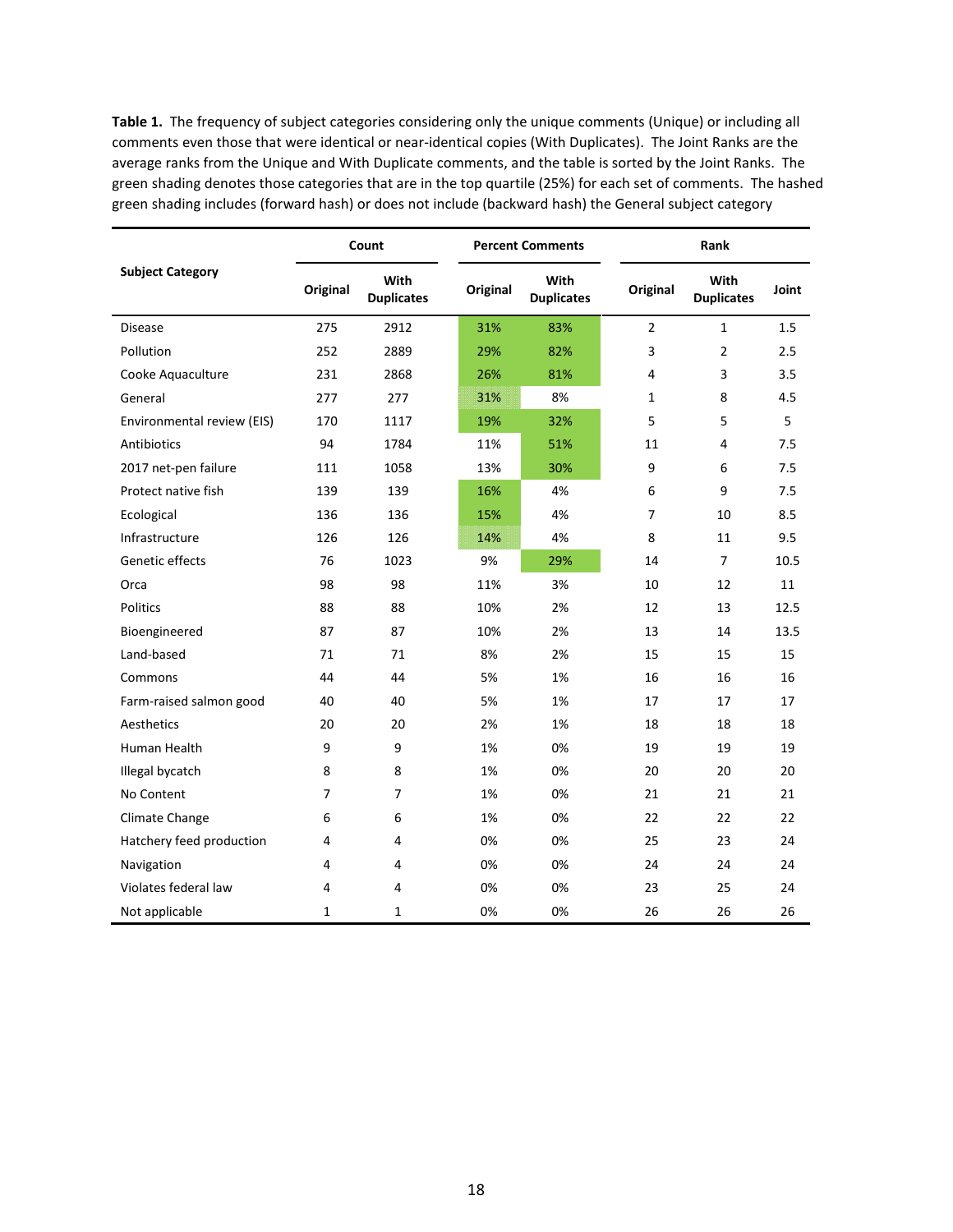**Table 1.** The frequency of subject categories considering only the unique comments (Unique) or including all comments even those that were identical or near-identical copies (With Duplicates). The Joint Ranks are the average ranks from the Unique and With Duplicate comments, and the table is sorted by the Joint Ranks. The green shading denotes those categories that are in the top quartile (25%) for each set of comments. The hashed green shading includes (forward hash) or does not include (backward hash) the General subject category

| Subject Category | Count | | Percent Comments | | Rank | | |
|---|---|---|---|---|---|---|---|
| | Original | With Duplicates | Original | With Duplicates | Original | With Duplicates | Joint |
| Disease | 275 | 2912 | 31% | 83% | 2 | 1 | 1.5 |
| Pollution | 252 | 2889 | 29% | 82% | 3 | 2 | 2.5 |
| Cooke Aquaculture | 231 | 2868 | 26% | 81% | 4 | 3 | 3.5 |
| General | 277 | 277 | 31% | 8% | 1 | 8 | 4.5 |
| Environmental review (EIS) | 170 | 1117 | 19% | 32% | 5 | 5 | 5 |
| Antibiotics | 94 | 1784 | 11% | 51% | 11 | 4 | 7.5 |
| 2017 net-pen failure | 111 | 1058 | 13% | 30% | 9 | 6 | 7.5 |
| Protect native fish | 139 | 139 | 16% | 4% | 6 | 9 | 7.5 |
| Ecological | 136 | 136 | 15% | 4% | 7 | 10 | 8.5 |
| Infrastructure | 126 | 126 | 14% | 4% | 8 | 11 | 9.5 |
| Genetic effects | 76 | 1023 | 9% | 29% | 14 | 7 | 10.5 |
| Orca | 98 | 98 | 11% | 3% | 10 | 12 | 11 |
| Politics | 88 | 88 | 10% | 2% | 12 | 13 | 12.5 |
| Bioengineered | 87 | 87 | 10% | 2% | 13 | 14 | 13.5 |
| Land-based | 71 | 71 | 8% | 2% | 15 | 15 | 15 |
| Commons | 44 | 44 | 5% | 1% | 16 | 16 | 16 |
| Farm-raised salmon good | 40 | 40 | 5% | 1% | 17 | 17 | 17 |
| Aesthetics | 20 | 20 | 2% | 1% | 18 | 18 | 18 |
| Human Health | 9 | 9 | 1% | 0% | 19 | 19 | 19 |
| Illegal bycatch | 8 | 8 | 1% | 0% | 20 | 20 | 20 |
| No Content | 7 | 7 | 1% | 0% | 21 | 21 | 21 |
| Climate Change | 6 | 6 | 1% | 0% | 22 | 22 | 22 |
| Hatchery feed production | 4 | 4 | 0% | 0% | 25 | 23 | 24 |
| Navigation | 4 | 4 | 0% | 0% | 24 | 24 | 24 |
| Violates federal law | 4 | 4 | 0% | 0% | 23 | 25 | 24 |
| Not applicable | 1 | 1 | 0% | 0% | 26 | 26 | 26 |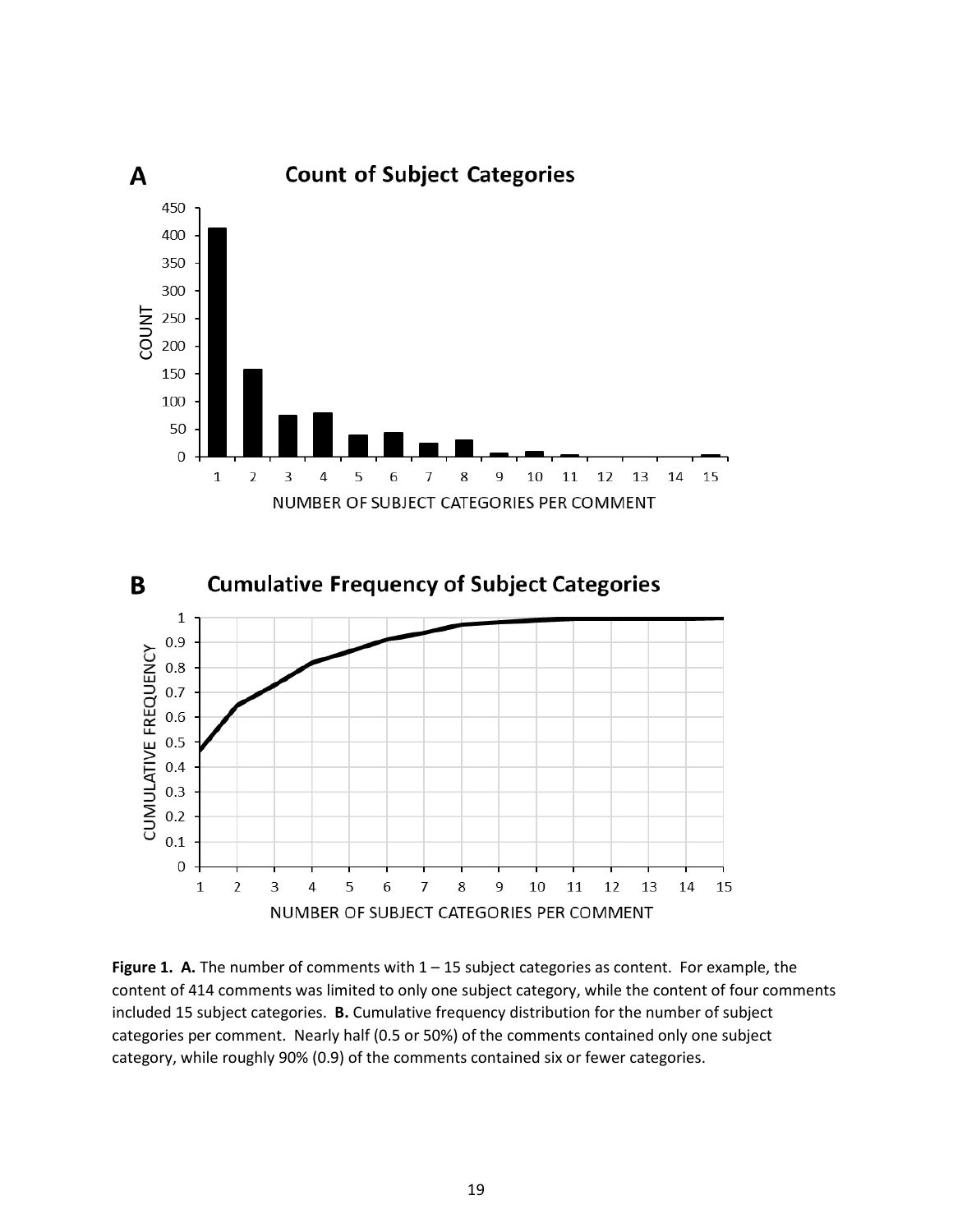A

**Count of Subject Categories**

COUNT

450
400
350
300
250
200
150
100
50
0

1 2 3 4 5 6 7 8 9 10 11 12 13 14 15

NUMBER OF SUBJECT CATEGORIES PER COMMENT

B

**Cumulative Frequency of Subject Categories**

CUMULATIVE FREQUENCY

1
0.9
0.8
0.7
0.6
0.5
0.4
0.3
0.2
0.1
0

1 2 3 4 5 6 7 8 9 10 11 12 13 14 15

NUMBER OF SUBJECT CATEGORIES PER COMMENT

**Figure 1. A.** The number of comments with 1 – 15 subject categories as content. For example, the content of 414 comments was limited to only one subject category, while the content of four comments included 15 subject categories. **B.** Cumulative frequency distribution for the number of subject categories per comment. Nearly half (0.5 or 50%) of the comments contained only one subject category, while roughly 90% (0.9) of the comments contained six or fewer categories.